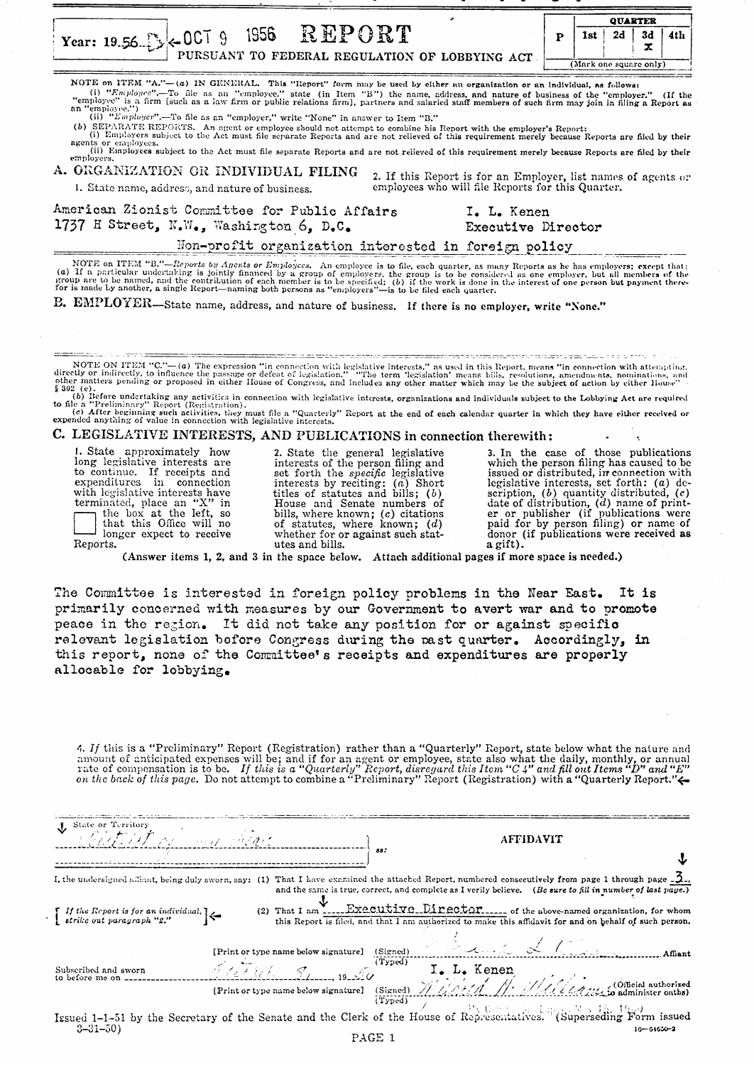Year: 19.56 ← OCT 9 1956 **REPORT**

PURSUANT TO FEDERAL REGULATION OF LOBBYING ACT

| P | QUARTER | | | |
|---|---|---|---|---|
| | 1st | 2d | 3d | 4th |
| | | | x | |

(Mark one square only)

NOTE on ITEM "A."—(a) IN GENERAL. This "Report" form may be used by either an organization or an individual, as follows:

(i) "*Employee*".—To file as an "employee," state (in Item "B") the name, address, and nature of business of the "employer." (If the "employee" is a firm [such as a law firm or public relations firm], partners and salaried staff members of such firm may join in filing a Report as an "employee.")

(ii) "*Employer*".—To file as an "employer," write "None" in answer to Item "B."

(b) SEPARATE REPORTS. An agent or employee should not attempt to combine his Report with the employer's Report:

(i) Employers subject to the Act must file separate Reports and are not relieved of this requirement merely because Reports are filed by their agents or employees.

(ii) Employees subject to the Act must file separate Reports and are not relieved of this requirement merely because Reports are filed by their employers.

## A. ORGANIZATION OR INDIVIDUAL FILING

1. State name, address, and nature of business.

American Zionist Committee for Public Affairs
1737 H Street, N.W., Washington 6, D.C.

2. If this Report is for an Employer, list names of agents or employees who will file Reports for this Quarter.

I. L. Kenen
Executive Director

Non-profit organization interested in foreign policy

NOTE on ITEM "B."—*Reports by Agents or Employees*. An employee is to file, each quarter, as many Reports as he has employers; except that: (a) If a particular undertaking is jointly financed by a group of employers, the group is to be considered as one employer, but all members of the group are to be named, and the contribution of each member is to be specified; (b) if the work is done in the interest of one person but payment therefor is made by another, a single Report—naming both persons as "employers"—is to be filed each quarter.

## B. EMPLOYER—State name, address, and nature of business. If there is no employer, write "None."

NOTE ON ITEM "C."—(a) The expression "in connection with legislative interests," as used in this Report, means "in connection with attempting, directly or indirectly, to influence the passage or defeat of legislation." "The term 'legislation' means bills, resolutions, amendments, nominations, and other matters pending or proposed in either House of Congress, and includes any other matter which may be the subject of action by either House" § 302 (e).

(b) Before undertaking any activities in connection with legislative interests, organizations and individuals subject to the Lobbying Act are required to file a "Preliminary" Report (Registration).

(c) After beginning such activities, they must file a "Quarterly" Report at the end of each calendar quarter in which they have either received or expended anything of value in connection with legislative interests.

## C. LEGISLATIVE INTERESTS, AND PUBLICATIONS in connection therewith:

1. State approximately how long legislative interests are to continue. If receipts and expenditures in connection with legislative interests have terminated, place an "X" in ☐ the box at the left, so that this Office will no longer expect to receive Reports.

2. State the general legislative interests of the person filing and set forth the *specific* legislative interests by reciting: (a) Short titles of statutes and bills; (b) House and Senate numbers of bills, where known; (c) citations of statutes, where known; (d) whether for or against such statutes and bills.

3. In the case of those publications which the person filing has caused to be issued or distributed, in connection with legislative interests, set forth: (a) description, (b) quantity distributed, (c) date of distribution, (d) name of printer or publisher (if publications were paid for by person filing) or name of donor (if publications were received as a gift).

(Answer items 1, 2, and 3 in the space below. Attach additional pages if more space is needed.)

The Committee is interested in foreign policy problems in the Near East. It is primarily concerned with measures by our Government to avert war and to promote peace in the region. It did not take any position for or against specific relevant legislation before Congress during the past quarter. Accordingly, in this report, none of the Committee's receipts and expenditures are properly allocable for lobbying.

4. *If* this is a "Preliminary" Report (Registration) rather than a "Quarterly" Report, state below what the nature and amount of anticipated expenses will be; and if for an agent or employee, state also what the daily, monthly, or annual rate of compensation is to be. *If this is a "Quarterly" Report, disregard this Item "C 4" and fill out Items "D" and "E" on the back of this page.* Do not attempt to combine a "Preliminary" Report (Registration) with a "Quarterly Report."←

State or Territory: District of Columbia } ss:

**AFFIDAVIT**

I, the undersigned affiant, being duly sworn, say: (1) That I have examined the attached Report, numbered consecutively from page 1 through page 3, and the same is true, correct, and complete as I verily believe. (*Be sure to fill in number of last page.*)

[ *If the Report is for an individual, strike out paragraph "2."* ] (2) That I am Executive Director of the above-named organization, for whom this Report is filed, and that I am authorized to make this affidavit for and on behalf of such person.

[Print or type name below signature] (Signed) ______ Affiant
(Typed) I. L. Kenen

Subscribed and sworn to before me on October 9, 1956

[Print or type name below signature] (Signed) Mildred H. Williams (Official authorized to administer oaths)
(Typed)

Issued 1-1-51 by the Secretary of the Senate and the Clerk of the House of Representatives. (Superseding Form issued 3-31-50)

16—64650-2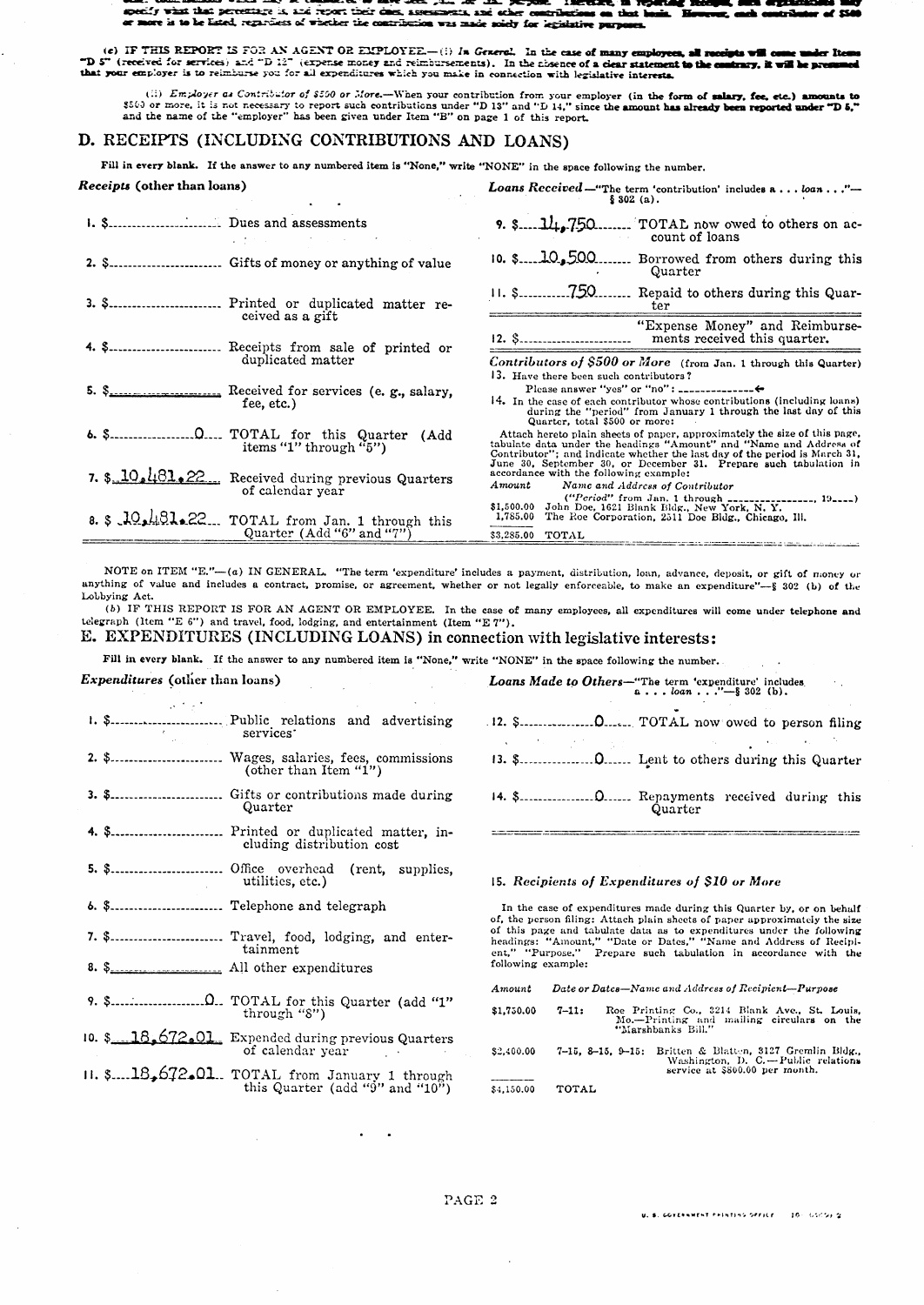specify what that percentage is, and report their dues, assessments, and other contributions on that basis. However, each contributor of $500 or more is to be listed, regardless of whether the contribution was made solely for legislative purposes.

(c) IF THIS REPORT IS FOR AN AGENT OR EMPLOYEE.—(i) *In General.* In the case of many employees, all receipts will come under Items "D 5" (received for services) and "D 12" (expense money and reimbursements). In the absence of a clear statement to the contrary, it will be presumed that your employer is to reimburse you for all expenditures which you make in connection with legislative interests.

(ii) *Employer as Contributor of $500 or More.*—When your contribution from your employer (in the form of salary, fee, etc.) amounts to $500 or more, it is not necessary to report such contributions under "D 13" and "D 14," since the amount has already been reported under "D 5," and the name of the "employer" has been given under Item "B" on page 1 of this report.

## D. RECEIPTS (INCLUDING CONTRIBUTIONS AND LOANS)

**Fill in every blank. If the answer to any numbered item is "None," write "NONE" in the space following the number.**

***Receipts* (other than loans)**

1. $\_\_\_\_\_\_ Dues and assessments
2. $\_\_\_\_\_\_ Gifts of money or anything of value
3. $\_\_\_\_\_\_ Printed or duplicated matter received as a gift
4. $\_\_\_\_\_\_ Receipts from sale of printed or duplicated matter
5. $\_\_\_\_\_\_ Received for services (e. g., salary, fee, etc.)
6. $ 0 TOTAL for this Quarter (Add items "1" through "5")
7. $ 10,481.22 Received during previous Quarters of calendar year
8. $ 10,481.22 TOTAL from Jan. 1 through this Quarter (Add "6" and "7")

***Loans Received*—"The term 'contribution' includes a . . . *loan* . . ."—§ 302 (a).**

9. $ 14,750 TOTAL now owed to others on account of loans
10. $ 10,500 Borrowed from others during this Quarter
11. $ 750 Repaid to others during this Quarter
12. $\_\_\_\_\_\_ "Expense Money" and Reimbursements received this quarter.

***Contributors of $500 or More* (from Jan. 1 through this Quarter)**

13. Have there been such contributors?
Please answer "yes" or "no": \_\_\_\_\_\_
14. In the case of each contributor whose contributions (including loans) during the "period" from January 1 through the last day of this Quarter, total $500 or more:

Attach hereto plain sheets of paper, approximately the size of this page, tabulate data under the headings "Amount" and "Name and Address of Contributor"; and indicate whether the last day of the period is March 31, June 30, September 30, or December 31. Prepare such tabulation in accordance with the following example:

| *Amount* | *Name and Address of Contributor* |
|---|---|
| | ("*Period*" from Jan. 1 through \_\_\_\_\_\_, 19\_\_\_) |
| $1,500.00 | John Doe, 1621 Blank Bldg., New York, N. Y. |
| 1,785.00 | The Roe Corporation, 2511 Doe Bldg., Chicago, Ill. |
| $3,285.00 | TOTAL |

NOTE on ITEM "E."—(a) IN GENERAL. "The term 'expenditure' includes a payment, distribution, loan, advance, deposit, or gift of money or anything of value and includes a contract, promise, or agreement, whether or not legally enforceable, to make an expenditure"—§ 302 (b) of the Lobbying Act.

(b) IF THIS REPORT IS FOR AN AGENT OR EMPLOYEE. In the case of many employees, all expenditures will come under telephone and telegraph (Item "E 6") and travel, food, lodging, and entertainment (Item "E 7").

## E. EXPENDITURES (INCLUDING LOANS) in connection with legislative interests:

**Fill in every blank. If the answer to any numbered item is "None," write "NONE" in the space following the number.**

***Expenditures* (other than loans)**

1. $\_\_\_\_\_\_ Public relations and advertising services
2. $\_\_\_\_\_\_ Wages, salaries, fees, commissions (other than Item "1")
3. $\_\_\_\_\_\_ Gifts or contributions made during Quarter
4. $\_\_\_\_\_\_ Printed or duplicated matter, including distribution cost
5. $\_\_\_\_\_\_ Office overhead (rent, supplies, utilities, etc.)
6. $\_\_\_\_\_\_ Telephone and telegraph
7. $\_\_\_\_\_\_ Travel, food, lodging, and entertainment
8. $\_\_\_\_\_\_ All other expenditures
9. $ 0 TOTAL for this Quarter (add "1" through "8")
10. $ 18,672.01 Expended during previous Quarters of calendar year
11. $ 18,672.01 TOTAL from January 1 through this Quarter (add "9" and "10")

***Loans Made to Others*—"The term 'expenditure' includes a . . . *loan* . . ."—§ 302 (b).**

12. $ 0 TOTAL now owed to person filing
13. $ 0 Lent to others during this Quarter
14. $ 0 Repayments received during this Quarter

15. ***Recipients of Expenditures of $10 or More***

In the case of expenditures made during this Quarter by, or on behalf of, the person filing: Attach plain sheets of paper approximately the size of this page and tabulate data as to expenditures under the following headings: "Amount," "Date or Dates," "Name and Address of Recipient," "Purpose." Prepare such tabulation in accordance with the following example:

| *Amount* | *Date or Dates—Name and Address of Recipient—Purpose* |
|---|---|
| $1,750.00 | 7-11: Roe Printing Co., 3214 Blank Ave., St. Louis, Mo.—Printing and mailing circulars on the "Marshbanks Bill." |
| $2,400.00 | 7-15, 8-15, 9-15: Britten & Blatten, 3127 Gremlin Bldg., Washington, D. C.—Public relations service at $800.00 per month. |
| $4,150.00 | TOTAL |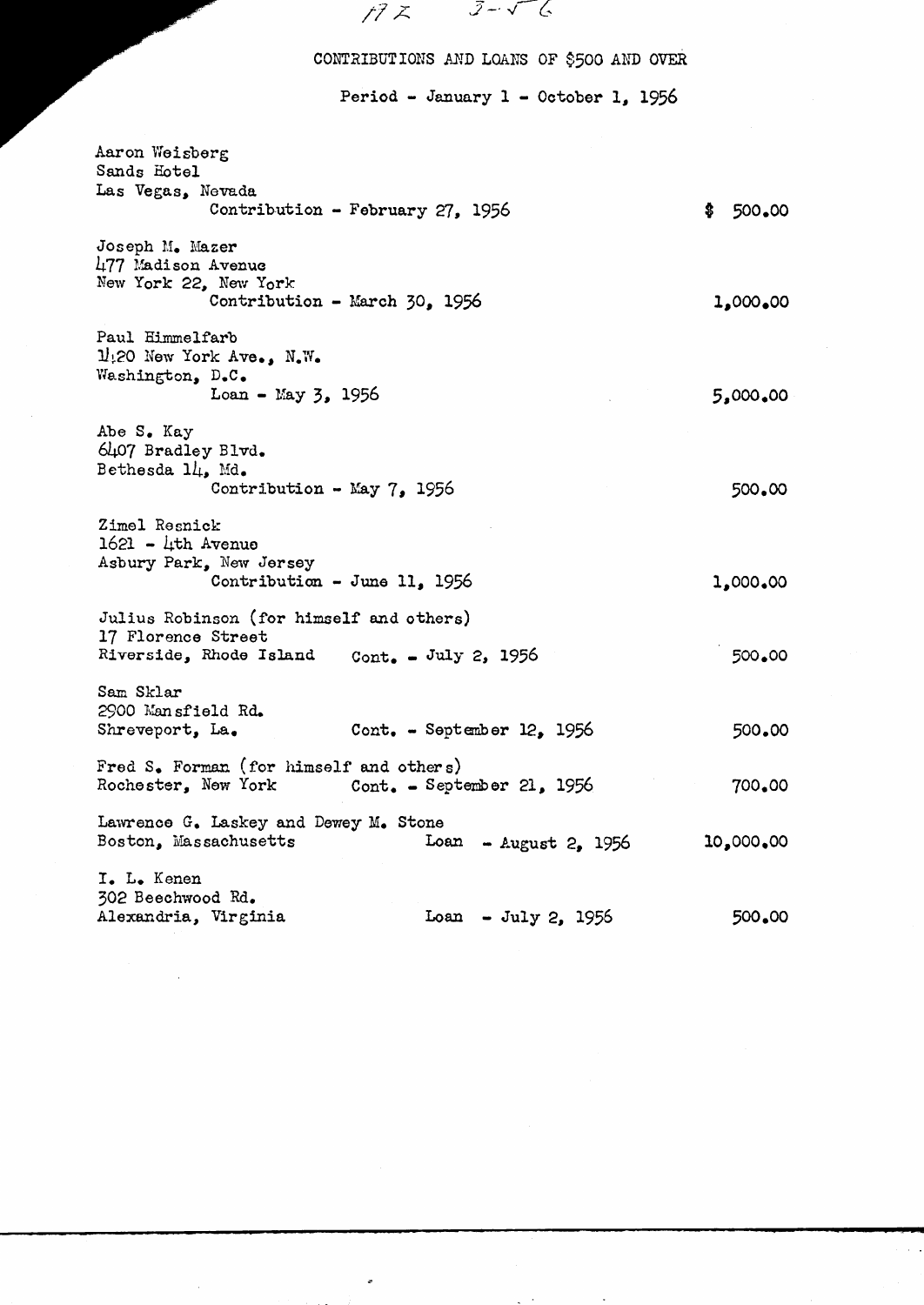CONTRIBUTIONS AND LOANS OF $500 AND OVER

Period - January 1 - October 1, 1956

| | |
|---|---|
| Aaron Weisberg<br>Sands Hotel<br>Las Vegas, Nevada<br>Contribution - February 27, 1956 | $ 500.00 |
| Joseph M. Mazer<br>477 Madison Avenue<br>New York 22, New York<br>Contribution - March 30, 1956 | 1,000.00 |
| Paul Himmelfarb<br>1420 New York Ave., N.W.<br>Washington, D.C.<br>Loan - May 3, 1956 | 5,000.00 |
| Abe S. Kay<br>6407 Bradley Blvd.<br>Bethesda 14, Md.<br>Contribution - May 7, 1956 | 500.00 |
| Zimel Resnick<br>1621 - 4th Avenue<br>Asbury Park, New Jersey<br>Contribution - June 11, 1956 | 1,000.00 |
| Julius Robinson (for himself and others)<br>17 Florence Street<br>Riverside, Rhode Island Cont. - July 2, 1956 | 500.00 |
| Sam Sklar<br>2900 Mansfield Rd.<br>Shreveport, La. Cont. - September 12, 1956 | 500.00 |
| Fred S. Forman (for himself and others)<br>Rochester, New York Cont. - September 21, 1956 | 700.00 |
| Lawrence G. Laskey and Dewey M. Stone<br>Boston, Massachusetts Loan - August 2, 1956 | 10,000.00 |
| I. L. Kenen<br>302 Beechwood Rd.<br>Alexandria, Virginia Loan - July 2, 1956 | 500.00 |